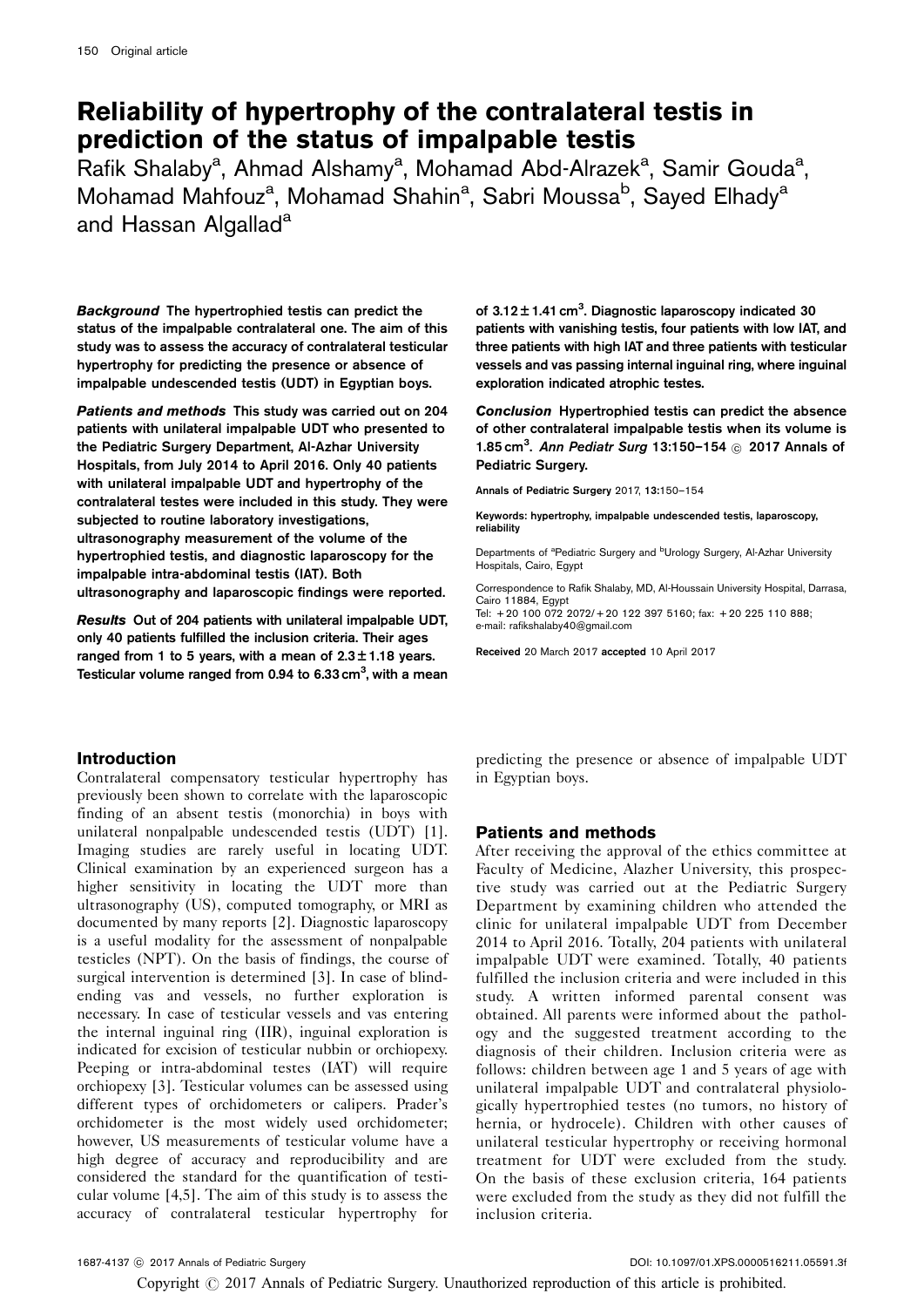# Reliability of hypertrophy of the contralateral testis in prediction of the status of impalpable testis

Rafik Shalaby[a], Ahmad Alshamy[a], Mohamad Abd-Alrazek[a], Samir Gouda[a], Mohamad Mahfouz[a], Mohamad Shahin[a], Sabri Moussa[b], Sayed Elhady[a] and Hassan Algallad[a]

***Background*** **The hypertrophied testis can predict the status of the impalpable contralateral one. The aim of this study was to assess the accuracy of contralateral testicular hypertrophy for predicting the presence or absence of impalpable undescended testis (UDT) in Egyptian boys.**

***Patients and methods*** **This study was carried out on 204 patients with unilateral impalpable UDT who presented to the Pediatric Surgery Department, Al-Azhar University Hospitals, from July 2014 to April 2016. Only 40 patients with unilateral impalpable UDT and hypertrophy of the contralateral testes were included in this study. They were subjected to routine laboratory investigations, ultrasonography measurement of the volume of the hypertrophied testis, and diagnostic laparoscopy for the impalpable intra-abdominal testis (IAT). Both ultrasonography and laparoscopic findings were reported.**

***Results*** **Out of 204 patients with unilateral impalpable UDT, only 40 patients fulfilled the inclusion criteria. Their ages ranged from 1 to 5 years, with a mean of 2.3 ± 1.18 years. Testicular volume ranged from 0.94 to 6.33 cm$^3$, with a mean of 3.12 ± 1.41 cm$^3$. Diagnostic laparoscopy indicated 30 patients with vanishing testis, four patients with low IAT, and three patients with high IAT and three patients with testicular vessels and vas passing internal inguinal ring, where inguinal exploration indicated atrophic testes.**

***Conclusion*** **Hypertrophied testis can predict the absence of other contralateral impalpable testis when its volume is 1.85 cm$^3$.** ***Ann Pediatr Surg*** **13:150–154 © 2017 Annals of Pediatric Surgery.**

Annals of Pediatric Surgery 2017, 13:150–154

**Keywords: hypertrophy, impalpable undescended testis, laparoscopy, reliability**

Departments of [a]Pediatric Surgery and [b]Urology Surgery, Al-Azhar University Hospitals, Cairo, Egypt

Correspondence to Rafik Shalaby, MD, Al-Houssain University Hospital, Darrasa, Cairo 11884, Egypt
Tel: +20 100 072 2072/+20 122 397 5160; fax: +20 225 110 888;
e-mail: rafikshalaby40@gmail.com

Received 20 March 2017 accepted 10 April 2017

## Introduction

Contralateral compensatory testicular hypertrophy has previously been shown to correlate with the laparoscopic finding of an absent testis (monorchia) in boys with unilateral nonpalpable undescended testis (UDT) [1]. Imaging studies are rarely useful in locating UDT. Clinical examination by an experienced surgeon has a higher sensitivity in locating the UDT more than ultrasonography (US), computed tomography, or MRI as documented by many reports [2]. Diagnostic laparoscopy is a useful modality for the assessment of nonpalpable testicles (NPT). On the basis of findings, the course of surgical intervention is determined [3]. In case of blind-ending vas and vessels, no further exploration is necessary. In case of testicular vessels and vas entering the internal inguinal ring (IIR), inguinal exploration is indicated for excision of testicular nubbin or orchiopexy. Peeping or intra-abdominal testes (IAT) will require orchiopexy [3]. Testicular volumes can be assessed using different types of orchidometers or calipers. Prader's orchidometer is the most widely used orchidometer; however, US measurements of testicular volume have a high degree of accuracy and reproducibility and are considered the standard for the quantification of testicular volume [4,5]. The aim of this study is to assess the accuracy of contralateral testicular hypertrophy for predicting the presence or absence of impalpable UDT in Egyptian boys.

## Patients and methods

After receiving the approval of the ethics committee at Faculty of Medicine, Alazher University, this prospective study was carried out at the Pediatric Surgery Department by examining children who attended the clinic for unilateral impalpable UDT from December 2014 to April 2016. Totally, 204 patients with unilateral impalpable UDT were examined. Totally, 40 patients fulfilled the inclusion criteria and were included in this study. A written informed parental consent was obtained. All parents were informed about the pathology and the suggested treatment according to the diagnosis of their children. Inclusion criteria were as follows: children between age 1 and 5 years of age with unilateral impalpable UDT and contralateral physiologically hypertrophied testes (no tumors, no history of hernia, or hydrocele). Children with other causes of unilateral testicular hypertrophy or receiving hormonal treatment for UDT were excluded from the study. On the basis of these exclusion criteria, 164 patients were excluded from the study as they did not fulfill the inclusion criteria.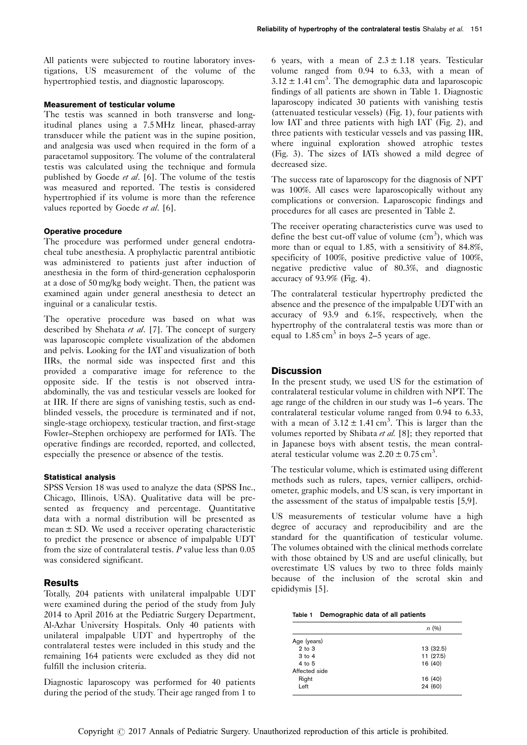All patients were subjected to routine laboratory investigations, US measurement of the volume of the hypertrophied testis, and diagnostic laparoscopy.

### Measurement of testicular volume

The testis was scanned in both transverse and longitudinal planes using a 7.5 MHz linear, phased-array transducer while the patient was in the supine position, and analgesia was used when required in the form of a paracetamol suppository. The volume of the contralateral testis was calculated using the technique and formula published by Goede *et al*. [6]. The volume of the testis was measured and reported. The testis is considered hypertrophied if its volume is more than the reference values reported by Goede *et al*. [6].

### Operative procedure

The procedure was performed under general endotracheal tube anesthesia. A prophylactic parentral antibiotic was administered to patients just after induction of anesthesia in the form of third-generation cephalosporin at a dose of 50 mg/kg body weight. Then, the patient was examined again under general anesthesia to detect an inguinal or a canalicular testis.

The operative procedure was based on what was described by Shehata *et al*. [7]. The concept of surgery was laparoscopic complete visualization of the abdomen and pelvis. Looking for the IAT and visualization of both IIRs, the normal side was inspected first and this provided a comparative image for reference to the opposite side. If the testis is not observed intra-abdominally, the vas and testicular vessels are looked for at IIR. If there are signs of vanishing testis, such as end-blinded vessels, the procedure is terminated and if not, single-stage orchiopexy, testicular traction, and first-stage Fowler–Stephen orchiopexy are performed for IATs. The operative findings are recorded, reported, and collected, especially the presence or absence of the testis.

### Statistical analysis

SPSS Version 18 was used to analyze the data (SPSS Inc., Chicago, Illinois, USA). Qualitative data will be presented as frequency and percentage. Quantitative data with a normal distribution will be presented as mean ± SD. We used a receiver operating characteristic to predict the presence or absence of impalpable UDT from the size of contralateral testis. $P$ value less than 0.05 was considered significant.

## Results

Totally, 204 patients with unilateral impalpable UDT were examined during the period of the study from July 2014 to April 2016 at the Pediatric Surgery Department, Al-Azhar University Hospitals. Only 40 patients with unilateral impalpable UDT and hypertrophy of the contralateral testes were included in this study and the remaining 164 patients were excluded as they did not fulfill the inclusion criteria.

Diagnostic laparoscopy was performed for 40 patients during the period of the study. Their age ranged from 1 to 6 years, with a mean of $2.3 \pm 1.18$ years. Testicular volume ranged from 0.94 to 6.33, with a mean of $3.12 \pm 1.41\,\text{cm}^3$. The demographic data and laparoscopic findings of all patients are shown in Table 1. Diagnostic laparoscopy indicated 30 patients with vanishing testis (attenuated testicular vessels) (Fig. 1), four patients with low IAT and three patients with high IAT (Fig. 2), and three patients with testicular vessels and vas passing IIR, where inguinal exploration showed atrophic testes (Fig. 3). The sizes of IATs showed a mild degree of decreased size.

The success rate of laparoscopy for the diagnosis of NPT was 100%. All cases were laparoscopically without any complications or conversion. Laparoscopic findings and procedures for all cases are presented in Table 2.

The receiver operating characteristics curve was used to define the best cut-off value of volume ($\text{cm}^3$), which was more than or equal to 1.85, with a sensitivity of 84.8%, specificity of 100%, positive predictive value of 100%, negative predictive value of 80.3%, and diagnostic accuracy of 93.9% (Fig. 4).

The contralateral testicular hypertrophy predicted the absence and the presence of the impalpable UDT with an accuracy of 93.9 and 6.1%, respectively, when the hypertrophy of the contralateral testis was more than or equal to $1.85\,\text{cm}^3$ in boys 2–5 years of age.

## Discussion

In the present study, we used US for the estimation of contralateral testicular volume in children with NPT. The age range of the children in our study was 1–6 years. The contralateral testicular volume ranged from 0.94 to 6.33, with a mean of $3.12 \pm 1.41\,\text{cm}^3$. This is larger than the volumes reported by Shibata *et al*. [8]; they reported that in Japanese boys with absent testis, the mean contralateral testicular volume was $2.20 \pm 0.75\,\text{cm}^3$.

The testicular volume, which is estimated using different methods such as rulers, tapes, vernier callipers, orchidometer, graphic models, and US scan, is very important in the assessment of the status of impalpable testis [5,9].

US measurements of testicular volume have a high degree of accuracy and reproducibility and are the standard for the quantification of testicular volume. The volumes obtained with the clinical methods correlate with those obtained by US and are useful clinically, but overestimate US values by two to three folds mainly because of the inclusion of the scrotal skin and epididymis [5].

**Table 1 Demographic data of all patients**

| | *n* (%) |
|---|---|
| Age (years) | |
| 2 to 3 | 13 (32.5) |
| 3 to 4 | 11 (27.5) |
| 4 to 5 | 16 (40) |
| Affected side | |
| Right | 16 (40) |
| Left | 24 (60) |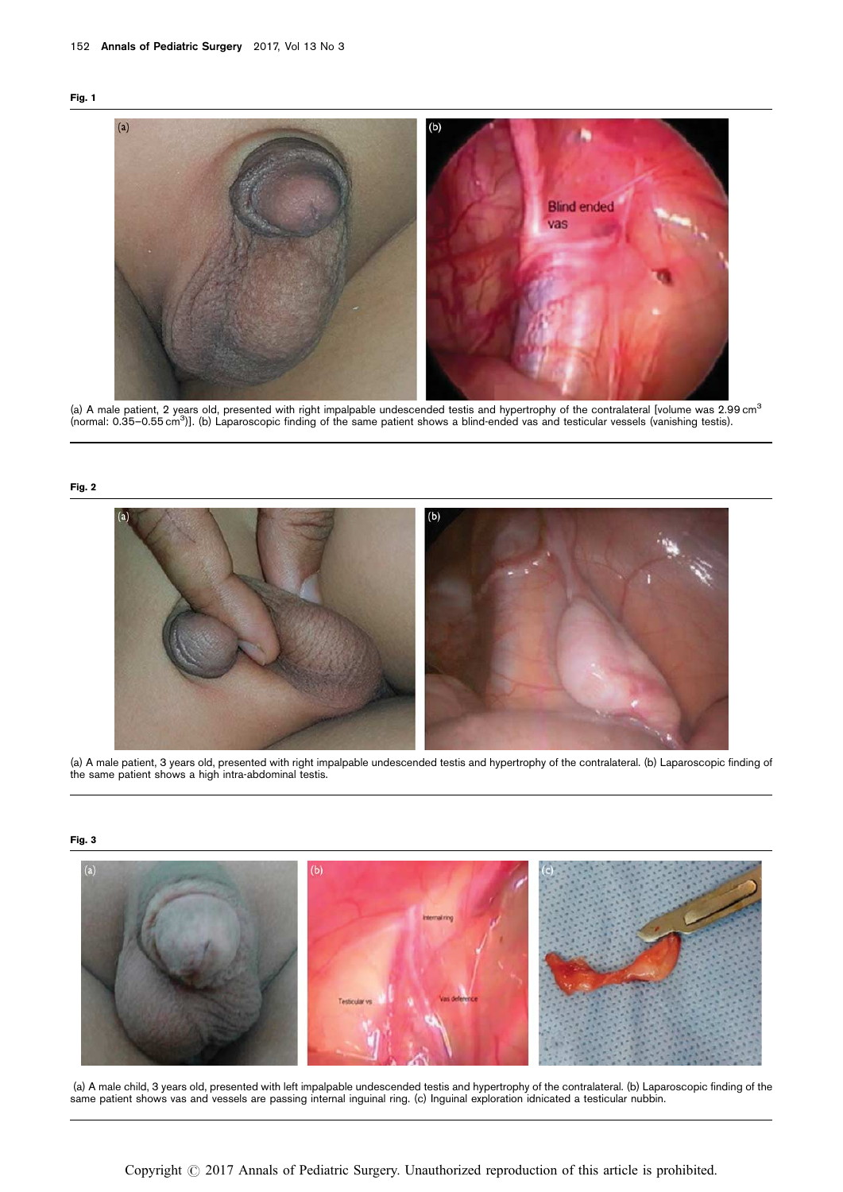**Fig. 1**

(a) A male patient, 2 years old, presented with right impalpable undescended testis and hypertrophy of the contralateral [volume was 2.99 $cm^3$ (normal: 0.35–0.55 $cm^3$)]. (b) Laparoscopic finding of the same patient shows a blind-ended vas and testicular vessels (vanishing testis).

**Fig. 2**

(a) A male patient, 3 years old, presented with right impalpable undescended testis and hypertrophy of the contralateral. (b) Laparoscopic finding of the same patient shows a high intra-abdominal testis.

**Fig. 3**

(a) A male child, 3 years old, presented with left impalpable undescended testis and hypertrophy of the contralateral. (b) Laparoscopic finding of the same patient shows vas and vessels are passing internal inguinal ring. (c) Inguinal exploration idnicated a testicular nubbin.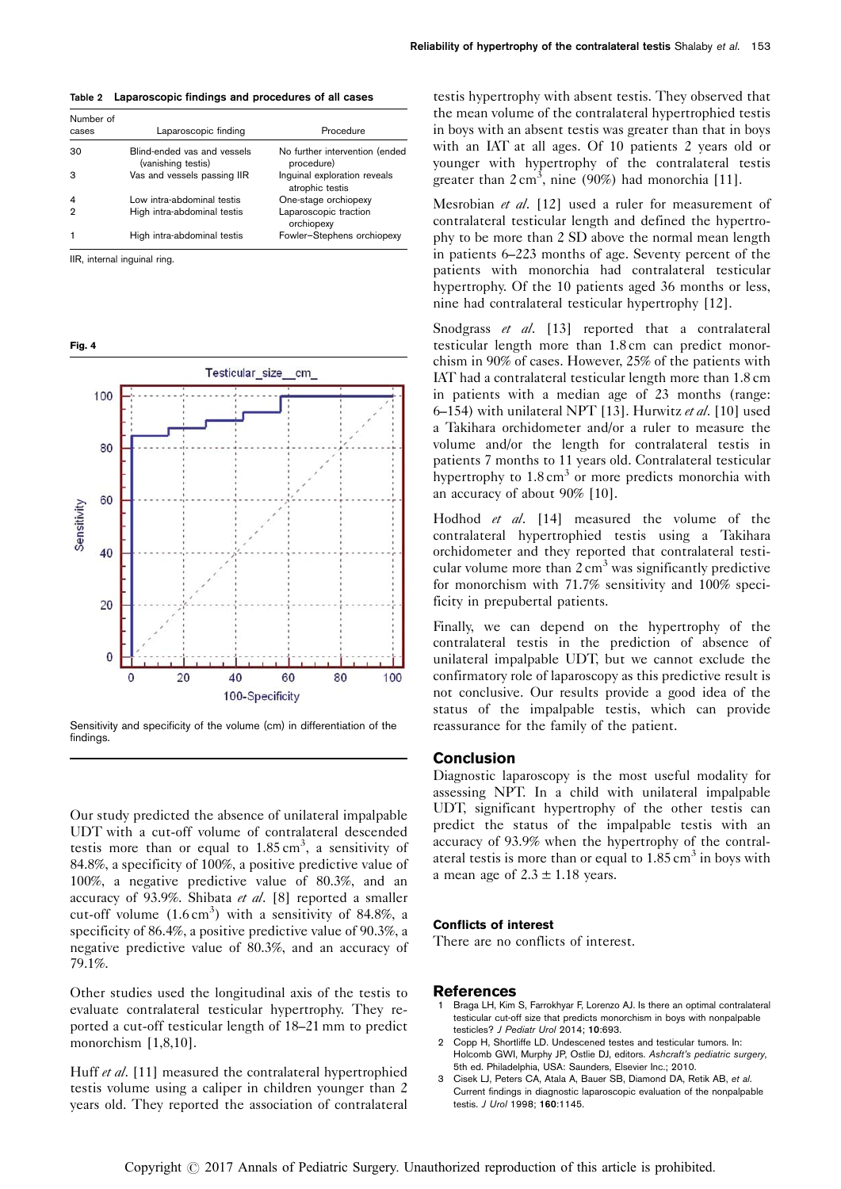**Table 2 Laparoscopic findings and procedures of all cases**

| Number of cases | Laparoscopic finding | Procedure |
|---|---|---|
| 30 | Blind-ended vas and vessels (vanishing testis) | No further intervention (ended procedure) |
| 3 | Vas and vessels passing IIR | Inguinal exploration reveals atrophic testis |
| 4 | Low intra-abdominal testis | One-stage orchiopexy |
| 2 | High intra-abdominal testis | Laparoscopic traction orchiopexy |
| 1 | High intra-abdominal testis | Fowler–Stephens orchiopexy |

IIR, internal inguinal ring.

**Fig. 4**

Sensitivity and specificity of the volume (cm) in differentiation of the findings.

Our study predicted the absence of unilateral impalpable UDT with a cut-off volume of contralateral descended testis more than or equal to $1.85\,\text{cm}^3$, a sensitivity of 84.8%, a specificity of 100%, a positive predictive value of 100%, a negative predictive value of 80.3%, and an accuracy of 93.9%. Shibata *et al*. [8] reported a smaller cut-off volume ($1.6\,\text{cm}^3$) with a sensitivity of 84.8%, a specificity of 86.4%, a positive predictive value of 90.3%, a negative predictive value of 80.3%, and an accuracy of 79.1%.

Other studies used the longitudinal axis of the testis to evaluate contralateral testicular hypertrophy. They reported a cut-off testicular length of 18–21 mm to predict monorchism [1,8,10].

Huff *et al*. [11] measured the contralateral hypertrophied testis volume using a caliper in children younger than 2 years old. They reported the association of contralateral testis hypertrophy with absent testis. They observed that the mean volume of the contralateral hypertrophied testis in boys with an absent testis was greater than that in boys with an IAT at all ages. Of 10 patients 2 years old or younger with hypertrophy of the contralateral testis greater than $2\,\text{cm}^3$, nine (90%) had monorchia [11].

Mesrobian *et al*. [12] used a ruler for measurement of contralateral testicular length and defined the hypertrophy to be more than 2 SD above the normal mean length in patients 6–223 months of age. Seventy percent of the patients with monorchia had contralateral testicular hypertrophy. Of the 10 patients aged 36 months or less, nine had contralateral testicular hypertrophy [12].

Snodgrass *et al*. [13] reported that a contralateral testicular length more than 1.8 cm can predict monorchism in 90% of cases. However, 25% of the patients with IAT had a contralateral testicular length more than 1.8 cm in patients with a median age of 23 months (range: 6–154) with unilateral NPT [13]. Hurwitz *et al*. [10] used a Takihara orchidometer and/or a ruler to measure the volume and/or the length for contralateral testis in patients 7 months to 11 years old. Contralateral testicular hypertrophy to $1.8\,\text{cm}^3$ or more predicts monorchia with an accuracy of about 90% [10].

Hodhod *et al*. [14] measured the volume of the contralateral hypertrophied testis using a Takihara orchidometer and they reported that contralateral testicular volume more than $2\,\text{cm}^3$ was significantly predictive for monorchism with 71.7% sensitivity and 100% specificity in prepubertal patients.

Finally, we can depend on the hypertrophy of the contralateral testis in the prediction of absence of unilateral impalpable UDT, but we cannot exclude the confirmatory role of laparoscopy as this predictive result is not conclusive. Our results provide a good idea of the status of the impalpable testis, which can provide reassurance for the family of the patient.

## Conclusion

Diagnostic laparoscopy is the most useful modality for assessing NPT. In a child with unilateral impalpable UDT, significant hypertrophy of the other testis can predict the status of the impalpable testis with an accuracy of 93.9% when the hypertrophy of the contralateral testis is more than or equal to $1.85\,\text{cm}^3$ in boys with a mean age of $2.3 \pm 1.18$ years.

### Conflicts of interest

There are no conflicts of interest.

## References

1. Braga LH, Kim S, Farrokhyar F, Lorenzo AJ. Is there an optimal contralateral testicular cut-off size that predicts monorchism in boys with nonpalpable testicles? *J Pediatr Urol* 2014; **10**:693.
2. Copp H, Shortliffe LD. Undescened testes and testicular tumors. In: Holcomb GWI, Murphy JP, Ostlie DJ, editors. *Ashcraft's pediatric surgery*, 5th ed. Philadelphia, USA: Saunders, Elsevier Inc.; 2010.
3. Cisek LJ, Peters CA, Atala A, Bauer SB, Diamond DA, Retik AB, *et al*. Current findings in diagnostic laparoscopic evaluation of the nonpalpable testis. *J Urol* 1998; **160**:1145.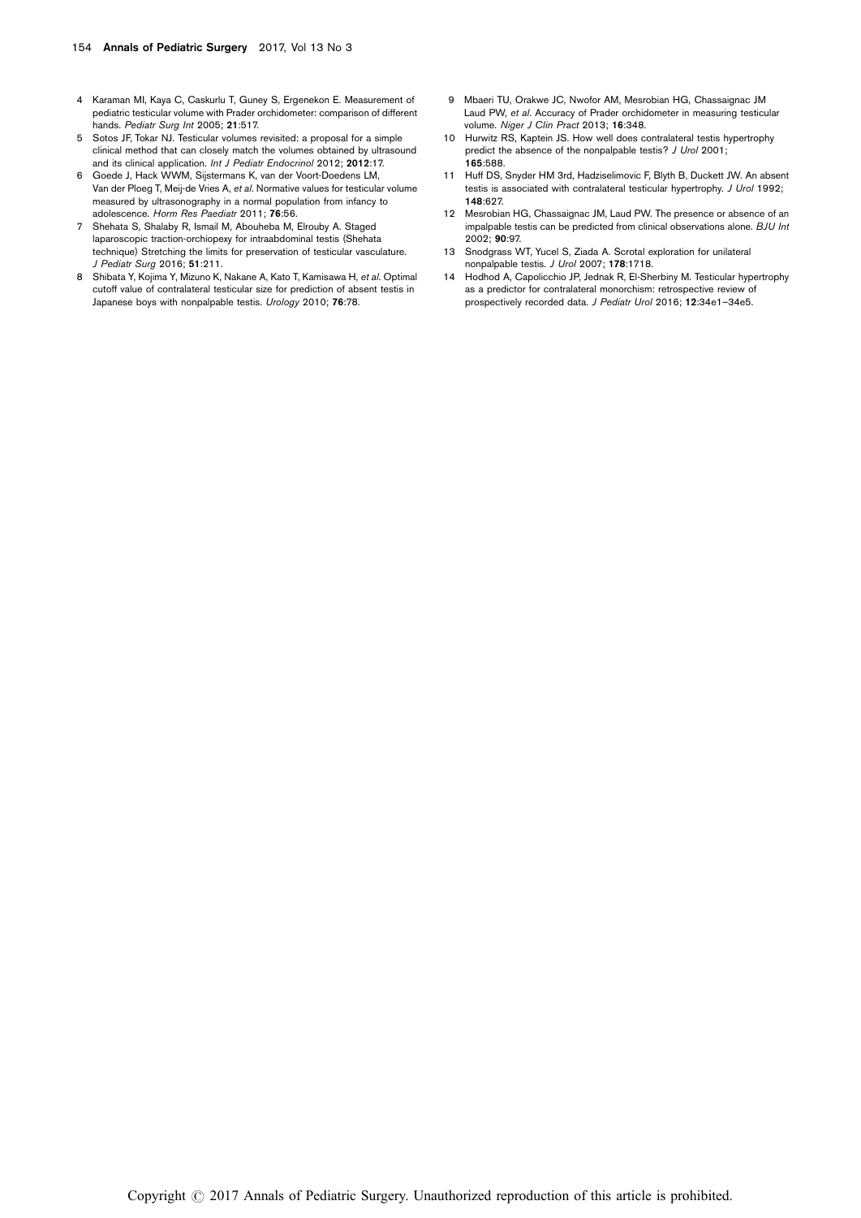4. Karaman MI, Kaya C, Caskurlu T, Guney S, Ergenekon E. Measurement of pediatric testicular volume with Prader orchidometer: comparison of different hands. *Pediatr Surg Int* 2005; **21**:517.
5. Sotos JF, Tokar NJ. Testicular volumes revisited: a proposal for a simple clinical method that can closely match the volumes obtained by ultrasound and its clinical application. *Int J Pediatr Endocrinol* 2012; **2012**:17.
6. Goede J, Hack WWM, Sijstermans K, van der Voort-Doedens LM, Van der Ploeg T, Meij-de Vries A, *et al*. Normative values for testicular volume measured by ultrasonography in a normal population from infancy to adolescence. *Horm Res Paediatr* 2011; **76**:56.
7. Shehata S, Shalaby R, Ismail M, Abouheba M, Elrouby A. Staged laparoscopic traction-orchiopexy for intraabdominal testis (Shehata technique) Stretching the limits for preservation of testicular vasculature. *J Pediatr Surg* 2016; **51**:211.
8. Shibata Y, Kojima Y, Mizuno K, Nakane A, Kato T, Kamisawa H, *et al*. Optimal cutoff value of contralateral testicular size for prediction of absent testis in Japanese boys with nonpalpable testis. *Urology* 2010; **76**:78.
9. Mbaeri TU, Orakwe JC, Nwofor AM, Mesrobian HG, Chassaignac JM Laud PW, *et al*. Accuracy of Prader orchidometer in measuring testicular volume. *Niger J Clin Pract* 2013; **16**:348.
10. Hurwitz RS, Kaptein JS. How well does contralateral testis hypertrophy predict the absence of the nonpalpable testis? *J Urol* 2001; **165**:588.
11. Huff DS, Snyder HM 3rd, Hadziselimovic F, Blyth B, Duckett JW. An absent testis is associated with contralateral testicular hypertrophy. *J Urol* 1992; **148**:627.
12. Mesrobian HG, Chassaignac JM, Laud PW. The presence or absence of an impalpable testis can be predicted from clinical observations alone. *BJU Int* 2002; **90**:97.
13. Snodgrass WT, Yucel S, Ziada A. Scrotal exploration for unilateral nonpalpable testis. *J Urol* 2007; **178**:1718.
14. Hodhod A, Capolicchio JP, Jednak R, El-Sherbiny M. Testicular hypertrophy as a predictor for contralateral monorchism: retrospective review of prospectively recorded data. *J Pediatr Urol* 2016; **12**:34e1–34e5.